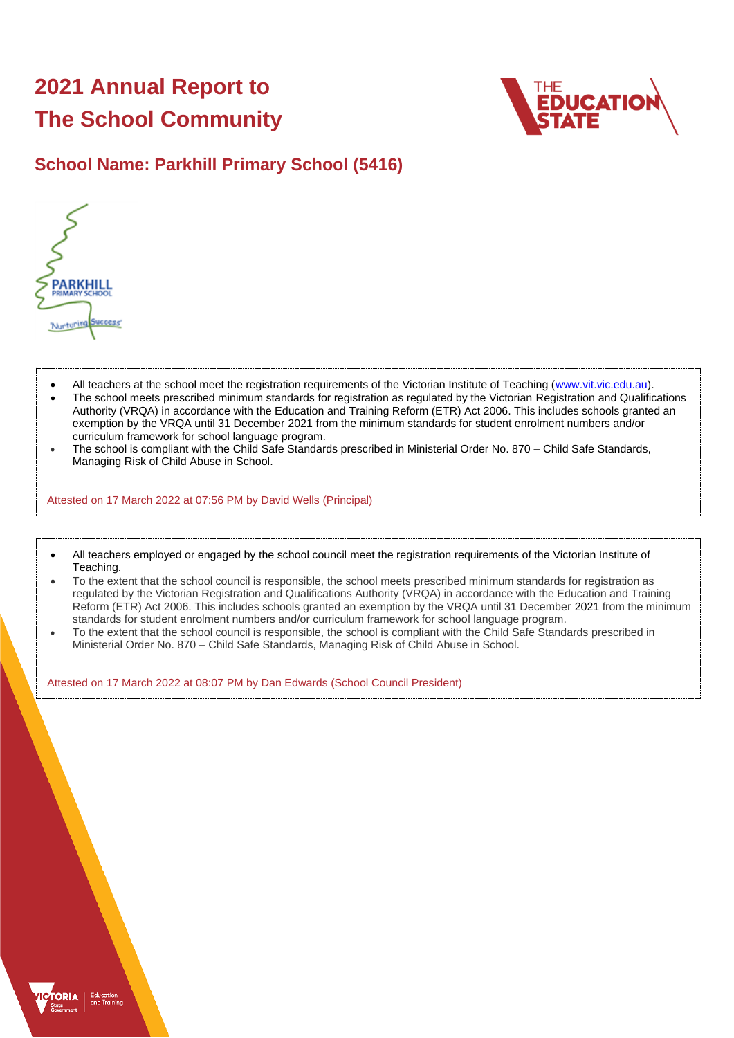# 2021 Annual Report to The School Community

## School Name: Parkhill Primary School (5416)

- All teachers at the school meet the registration requirements of the Victorian Institute of Teaching (www.vit.vic.edu.au).
- The school meets prescribed minimum standards for registration as regulated by the Victorian Registration and Qualifications Authority (VRQA) in accordance with the Education and Training Reform (ETR) Act 2006. This includes schools granted an exemption by the VRQA until 31 December 2021 from the minimum standards for student enrolment numbers and/or curriculum framework for school language program.
- The school is compliant with the Child Safe Standards prescribed in Ministerial Order No. 870 – Child Safe Standards, Managing Risk of Child Abuse in School.

Attested on 17 March 2022 at 07:56 PM by David Wells (Principal)

- All teachers employed or engaged by the school council meet the registration requirements of the Victorian Institute of Teaching.
- To the extent that the school council is responsible, the school meets prescribed minimum standards for registration as regulated by the Victorian Registration and Qualifications Authority (VRQA) in accordance with the Education and Training Reform (ETR) Act 2006. This includes schools granted an exemption by the VRQA until 31 December 2021 from the minimum standards for student enrolment numbers and/or curriculum framework for school language program.
- To the extent that the school council is responsible, the school is compliant with the Child Safe Standards prescribed in Ministerial Order No. 870 – Child Safe Standards, Managing Risk of Child Abuse in School.

Attested on 17 March 2022 at 08:07 PM by Dan Edwards (School Council President)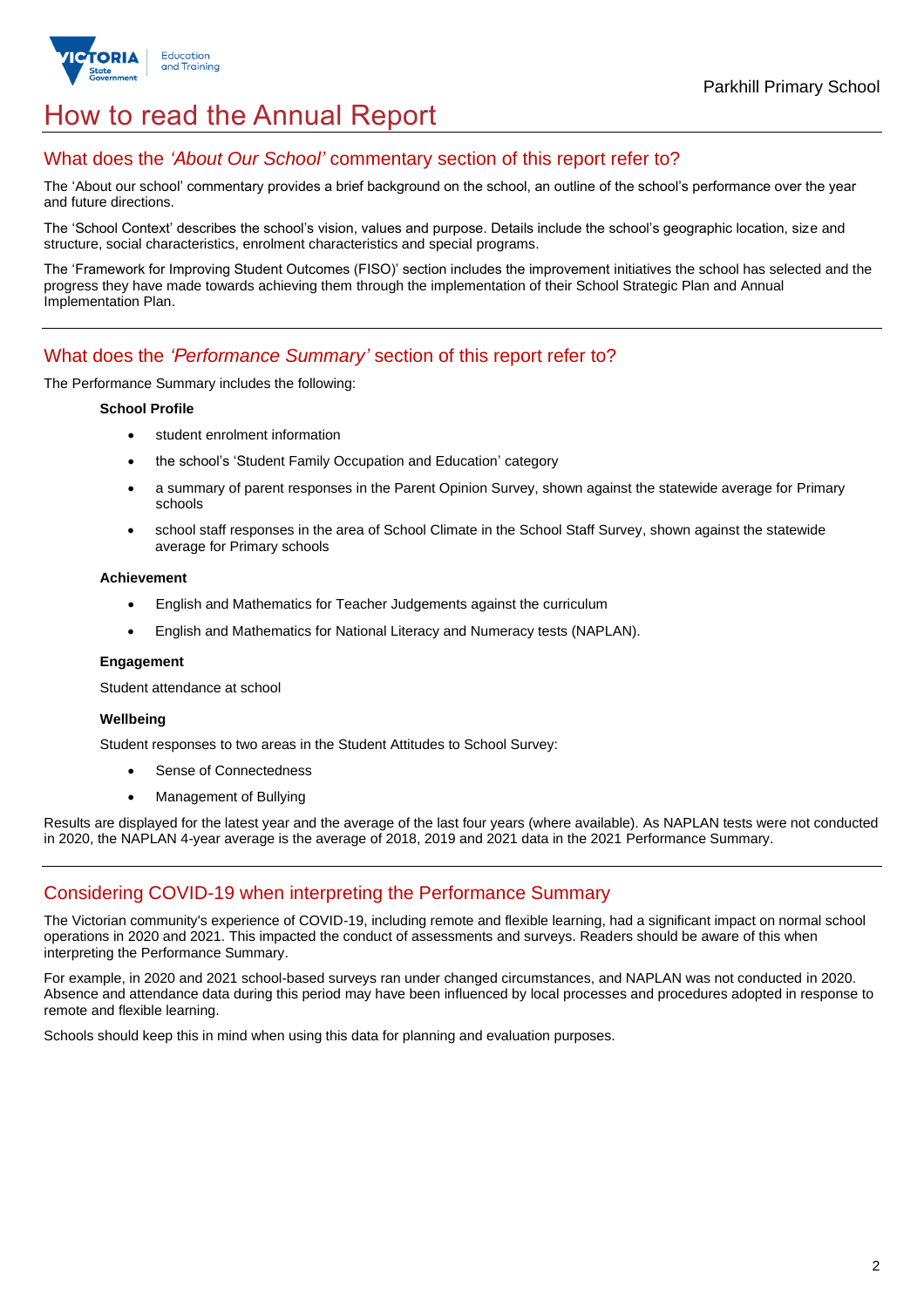# How to read the Annual Report

## What does the *'About Our School'* commentary section of this report refer to?

The 'About our school' commentary provides a brief background on the school, an outline of the school's performance over the year and future directions.

The 'School Context' describes the school's vision, values and purpose. Details include the school's geographic location, size and structure, social characteristics, enrolment characteristics and special programs.

The 'Framework for Improving Student Outcomes (FISO)' section includes the improvement initiatives the school has selected and the progress they have made towards achieving them through the implementation of their School Strategic Plan and Annual Implementation Plan.

## What does the *'Performance Summary'* section of this report refer to?

The Performance Summary includes the following:

**School Profile**

- student enrolment information
- the school's 'Student Family Occupation and Education' category
- a summary of parent responses in the Parent Opinion Survey, shown against the statewide average for Primary schools
- school staff responses in the area of School Climate in the School Staff Survey, shown against the statewide average for Primary schools

**Achievement**

- English and Mathematics for Teacher Judgements against the curriculum
- English and Mathematics for National Literacy and Numeracy tests (NAPLAN).

**Engagement**

Student attendance at school

**Wellbeing**

Student responses to two areas in the Student Attitudes to School Survey:

- Sense of Connectedness
- Management of Bullying

Results are displayed for the latest year and the average of the last four years (where available). As NAPLAN tests were not conducted in 2020, the NAPLAN 4-year average is the average of 2018, 2019 and 2021 data in the 2021 Performance Summary.

## Considering COVID-19 when interpreting the Performance Summary

The Victorian community's experience of COVID-19, including remote and flexible learning, had a significant impact on normal school operations in 2020 and 2021. This impacted the conduct of assessments and surveys. Readers should be aware of this when interpreting the Performance Summary.

For example, in 2020 and 2021 school-based surveys ran under changed circumstances, and NAPLAN was not conducted in 2020. Absence and attendance data during this period may have been influenced by local processes and procedures adopted in response to remote and flexible learning.

Schools should keep this in mind when using this data for planning and evaluation purposes.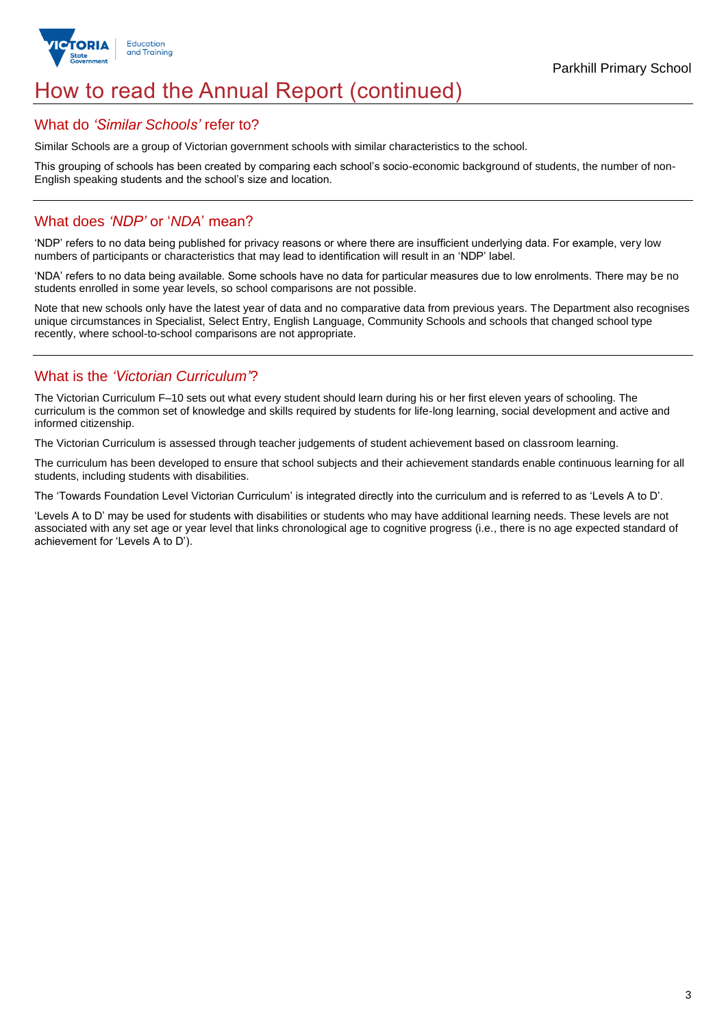# How to read the Annual Report (continued)

## What do *'Similar Schools'* refer to?

Similar Schools are a group of Victorian government schools with similar characteristics to the school.

This grouping of schools has been created by comparing each school's socio-economic background of students, the number of non-English speaking students and the school's size and location.

## What does *'NDP'* or '*NDA*' mean?

'NDP' refers to no data being published for privacy reasons or where there are insufficient underlying data. For example, very low numbers of participants or characteristics that may lead to identification will result in an 'NDP' label.

'NDA' refers to no data being available. Some schools have no data for particular measures due to low enrolments. There may be no students enrolled in some year levels, so school comparisons are not possible.

Note that new schools only have the latest year of data and no comparative data from previous years. The Department also recognises unique circumstances in Specialist, Select Entry, English Language, Community Schools and schools that changed school type recently, where school-to-school comparisons are not appropriate.

## What is the *'Victorian Curriculum'*?

The Victorian Curriculum F–10 sets out what every student should learn during his or her first eleven years of schooling. The curriculum is the common set of knowledge and skills required by students for life-long learning, social development and active and informed citizenship.

The Victorian Curriculum is assessed through teacher judgements of student achievement based on classroom learning.

The curriculum has been developed to ensure that school subjects and their achievement standards enable continuous learning for all students, including students with disabilities.

The 'Towards Foundation Level Victorian Curriculum' is integrated directly into the curriculum and is referred to as 'Levels A to D'.

'Levels A to D' may be used for students with disabilities or students who may have additional learning needs. These levels are not associated with any set age or year level that links chronological age to cognitive progress (i.e., there is no age expected standard of achievement for 'Levels A to D').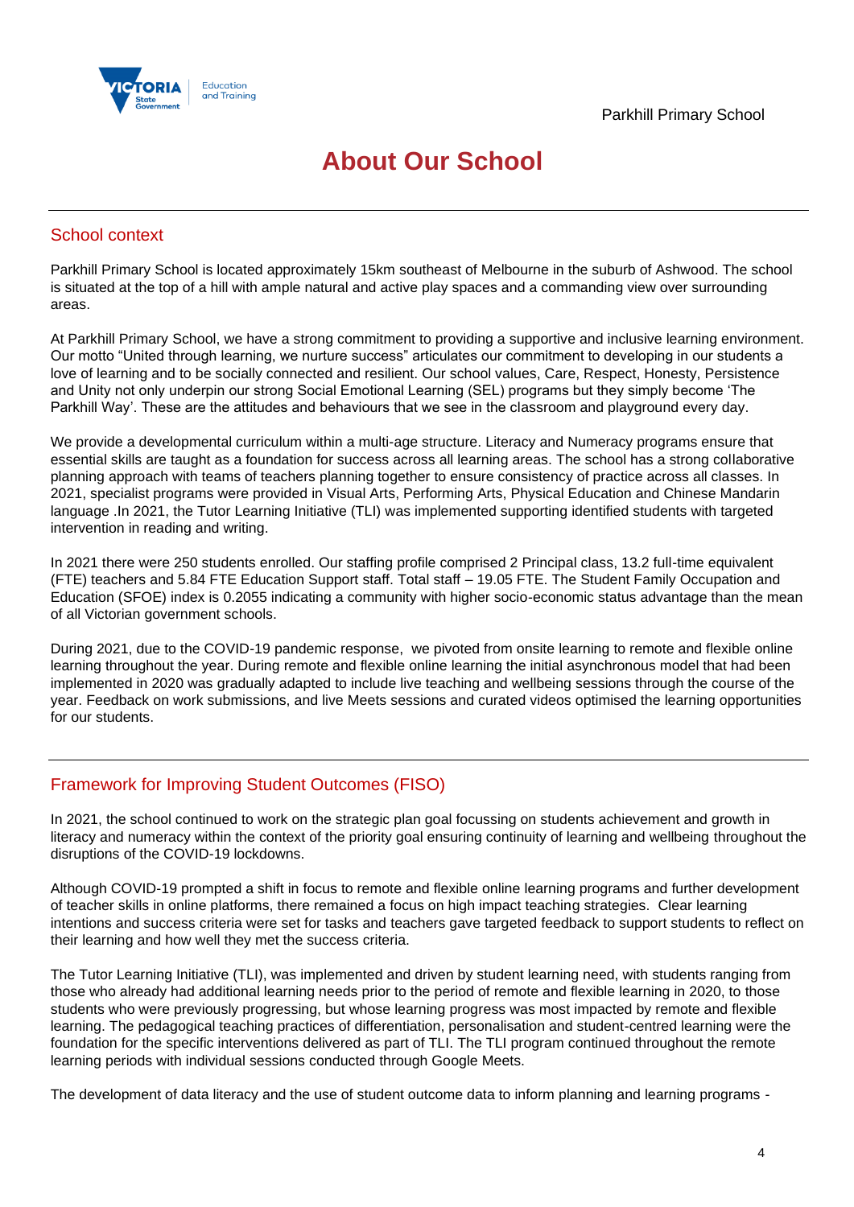# About Our School

## School context

Parkhill Primary School is located approximately 15km southeast of Melbourne in the suburb of Ashwood. The school is situated at the top of a hill with ample natural and active play spaces and a commanding view over surrounding areas.

At Parkhill Primary School, we have a strong commitment to providing a supportive and inclusive learning environment. Our motto "United through learning, we nurture success" articulates our commitment to developing in our students a love of learning and to be socially connected and resilient. Our school values, Care, Respect, Honesty, Persistence and Unity not only underpin our strong Social Emotional Learning (SEL) programs but they simply become 'The Parkhill Way'. These are the attitudes and behaviours that we see in the classroom and playground every day.

We provide a developmental curriculum within a multi-age structure. Literacy and Numeracy programs ensure that essential skills are taught as a foundation for success across all learning areas. The school has a strong collaborative planning approach with teams of teachers planning together to ensure consistency of practice across all classes. In 2021, specialist programs were provided in Visual Arts, Performing Arts, Physical Education and Chinese Mandarin language .In 2021, the Tutor Learning Initiative (TLI) was implemented supporting identified students with targeted intervention in reading and writing.

In 2021 there were 250 students enrolled. Our staffing profile comprised 2 Principal class, 13.2 full-time equivalent (FTE) teachers and 5.84 FTE Education Support staff. Total staff – 19.05 FTE. The Student Family Occupation and Education (SFOE) index is 0.2055 indicating a community with higher socio-economic status advantage than the mean of all Victorian government schools.

During 2021, due to the COVID-19 pandemic response, we pivoted from onsite learning to remote and flexible online learning throughout the year. During remote and flexible online learning the initial asynchronous model that had been implemented in 2020 was gradually adapted to include live teaching and wellbeing sessions through the course of the year. Feedback on work submissions, and live Meets sessions and curated videos optimised the learning opportunities for our students.

## Framework for Improving Student Outcomes (FISO)

In 2021, the school continued to work on the strategic plan goal focussing on students achievement and growth in literacy and numeracy within the context of the priority goal ensuring continuity of learning and wellbeing throughout the disruptions of the COVID-19 lockdowns.

Although COVID-19 prompted a shift in focus to remote and flexible online learning programs and further development of teacher skills in online platforms, there remained a focus on high impact teaching strategies. Clear learning intentions and success criteria were set for tasks and teachers gave targeted feedback to support students to reflect on their learning and how well they met the success criteria.

The Tutor Learning Initiative (TLI), was implemented and driven by student learning need, with students ranging from those who already had additional learning needs prior to the period of remote and flexible learning in 2020, to those students who were previously progressing, but whose learning progress was most impacted by remote and flexible learning. The pedagogical teaching practices of differentiation, personalisation and student-centred learning were the foundation for the specific interventions delivered as part of TLI. The TLI program continued throughout the remote learning periods with individual sessions conducted through Google Meets.

The development of data literacy and the use of student outcome data to inform planning and learning programs -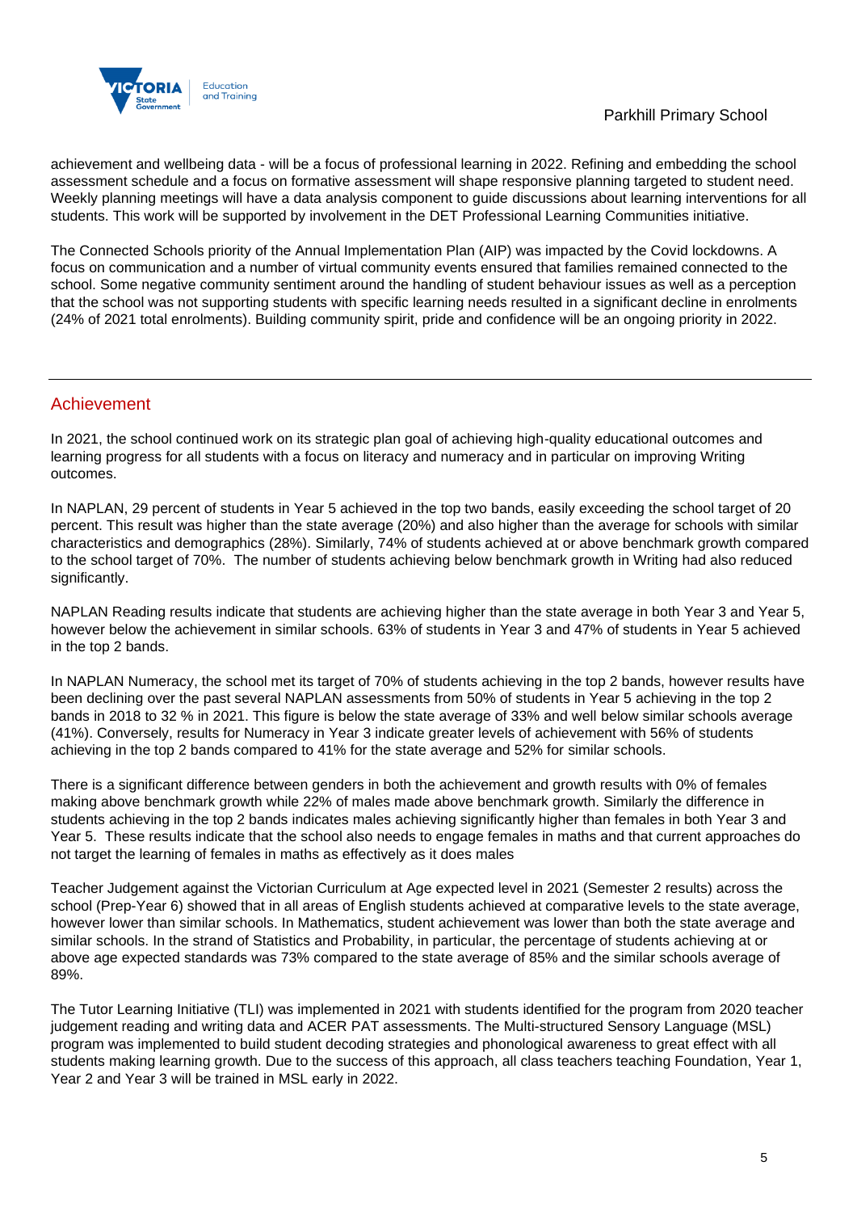achievement and wellbeing data - will be a focus of professional learning in 2022. Refining and embedding the school assessment schedule and a focus on formative assessment will shape responsive planning targeted to student need. Weekly planning meetings will have a data analysis component to guide discussions about learning interventions for all students. This work will be supported by involvement in the DET Professional Learning Communities initiative.

The Connected Schools priority of the Annual Implementation Plan (AIP) was impacted by the Covid lockdowns. A focus on communication and a number of virtual community events ensured that families remained connected to the school. Some negative community sentiment around the handling of student behaviour issues as well as a perception that the school was not supporting students with specific learning needs resulted in a significant decline in enrolments (24% of 2021 total enrolments). Building community spirit, pride and confidence will be an ongoing priority in 2022.

## Achievement

In 2021, the school continued work on its strategic plan goal of achieving high-quality educational outcomes and learning progress for all students with a focus on literacy and numeracy and in particular on improving Writing outcomes.

In NAPLAN, 29 percent of students in Year 5 achieved in the top two bands, easily exceeding the school target of 20 percent. This result was higher than the state average (20%) and also higher than the average for schools with similar characteristics and demographics (28%). Similarly, 74% of students achieved at or above benchmark growth compared to the school target of 70%. The number of students achieving below benchmark growth in Writing had also reduced significantly.

NAPLAN Reading results indicate that students are achieving higher than the state average in both Year 3 and Year 5, however below the achievement in similar schools. 63% of students in Year 3 and 47% of students in Year 5 achieved in the top 2 bands.

In NAPLAN Numeracy, the school met its target of 70% of students achieving in the top 2 bands, however results have been declining over the past several NAPLAN assessments from 50% of students in Year 5 achieving in the top 2 bands in 2018 to 32 % in 2021. This figure is below the state average of 33% and well below similar schools average (41%). Conversely, results for Numeracy in Year 3 indicate greater levels of achievement with 56% of students achieving in the top 2 bands compared to 41% for the state average and 52% for similar schools.

There is a significant difference between genders in both the achievement and growth results with 0% of females making above benchmark growth while 22% of males made above benchmark growth. Similarly the difference in students achieving in the top 2 bands indicates males achieving significantly higher than females in both Year 3 and Year 5. These results indicate that the school also needs to engage females in maths and that current approaches do not target the learning of females in maths as effectively as it does males

Teacher Judgement against the Victorian Curriculum at Age expected level in 2021 (Semester 2 results) across the school (Prep-Year 6) showed that in all areas of English students achieved at comparative levels to the state average, however lower than similar schools. In Mathematics, student achievement was lower than both the state average and similar schools. In the strand of Statistics and Probability, in particular, the percentage of students achieving at or above age expected standards was 73% compared to the state average of 85% and the similar schools average of 89%.

The Tutor Learning Initiative (TLI) was implemented in 2021 with students identified for the program from 2020 teacher judgement reading and writing data and ACER PAT assessments. The Multi-structured Sensory Language (MSL) program was implemented to build student decoding strategies and phonological awareness to great effect with all students making learning growth. Due to the success of this approach, all class teachers teaching Foundation, Year 1, Year 2 and Year 3 will be trained in MSL early in 2022.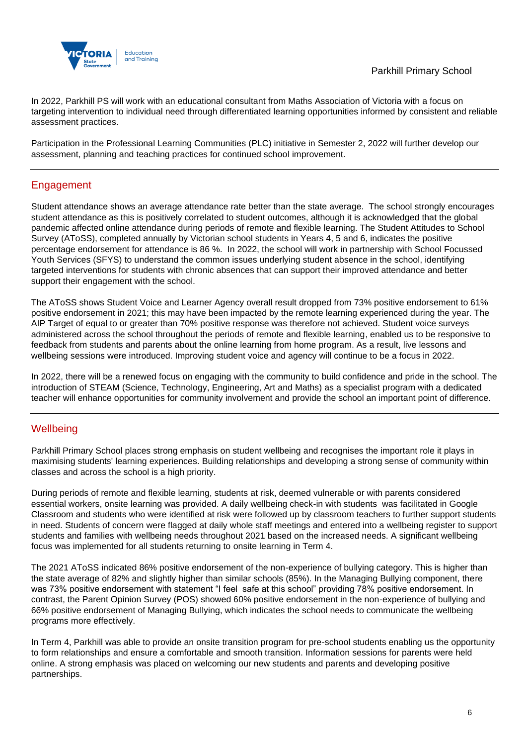In 2022, Parkhill PS will work with an educational consultant from Maths Association of Victoria with a focus on targeting intervention to individual need through differentiated learning opportunities informed by consistent and reliable assessment practices.

Participation in the Professional Learning Communities (PLC) initiative in Semester 2, 2022 will further develop our assessment, planning and teaching practices for continued school improvement.

## Engagement

Student attendance shows an average attendance rate better than the state average. The school strongly encourages student attendance as this is positively correlated to student outcomes, although it is acknowledged that the global pandemic affected online attendance during periods of remote and flexible learning. The Student Attitudes to School Survey (AToSS), completed annually by Victorian school students in Years 4, 5 and 6, indicates the positive percentage endorsement for attendance is 86 %. In 2022, the school will work in partnership with School Focussed Youth Services (SFYS) to understand the common issues underlying student absence in the school, identifying targeted interventions for students with chronic absences that can support their improved attendance and better support their engagement with the school.

The AToSS shows Student Voice and Learner Agency overall result dropped from 73% positive endorsement to 61% positive endorsement in 2021; this may have been impacted by the remote learning experienced during the year. The AIP Target of equal to or greater than 70% positive response was therefore not achieved. Student voice surveys administered across the school throughout the periods of remote and flexible learning, enabled us to be responsive to feedback from students and parents about the online learning from home program. As a result, live lessons and wellbeing sessions were introduced. Improving student voice and agency will continue to be a focus in 2022.

In 2022, there will be a renewed focus on engaging with the community to build confidence and pride in the school. The introduction of STEAM (Science, Technology, Engineering, Art and Maths) as a specialist program with a dedicated teacher will enhance opportunities for community involvement and provide the school an important point of difference.

## Wellbeing

Parkhill Primary School places strong emphasis on student wellbeing and recognises the important role it plays in maximising students' learning experiences. Building relationships and developing a strong sense of community within classes and across the school is a high priority.

During periods of remote and flexible learning, students at risk, deemed vulnerable or with parents considered essential workers, onsite learning was provided. A daily wellbeing check-in with students was facilitated in Google Classroom and students who were identified at risk were followed up by classroom teachers to further support students in need. Students of concern were flagged at daily whole staff meetings and entered into a wellbeing register to support students and families with wellbeing needs throughout 2021 based on the increased needs. A significant wellbeing focus was implemented for all students returning to onsite learning in Term 4.

The 2021 AToSS indicated 86% positive endorsement of the non-experience of bullying category. This is higher than the state average of 82% and slightly higher than similar schools (85%). In the Managing Bullying component, there was 73% positive endorsement with statement "I feel safe at this school" providing 78% positive endorsement. In contrast, the Parent Opinion Survey (POS) showed 60% positive endorsement in the non-experience of bullying and 66% positive endorsement of Managing Bullying, which indicates the school needs to communicate the wellbeing programs more effectively.

In Term 4, Parkhill was able to provide an onsite transition program for pre-school students enabling us the opportunity to form relationships and ensure a comfortable and smooth transition. Information sessions for parents were held online. A strong emphasis was placed on welcoming our new students and parents and developing positive partnerships.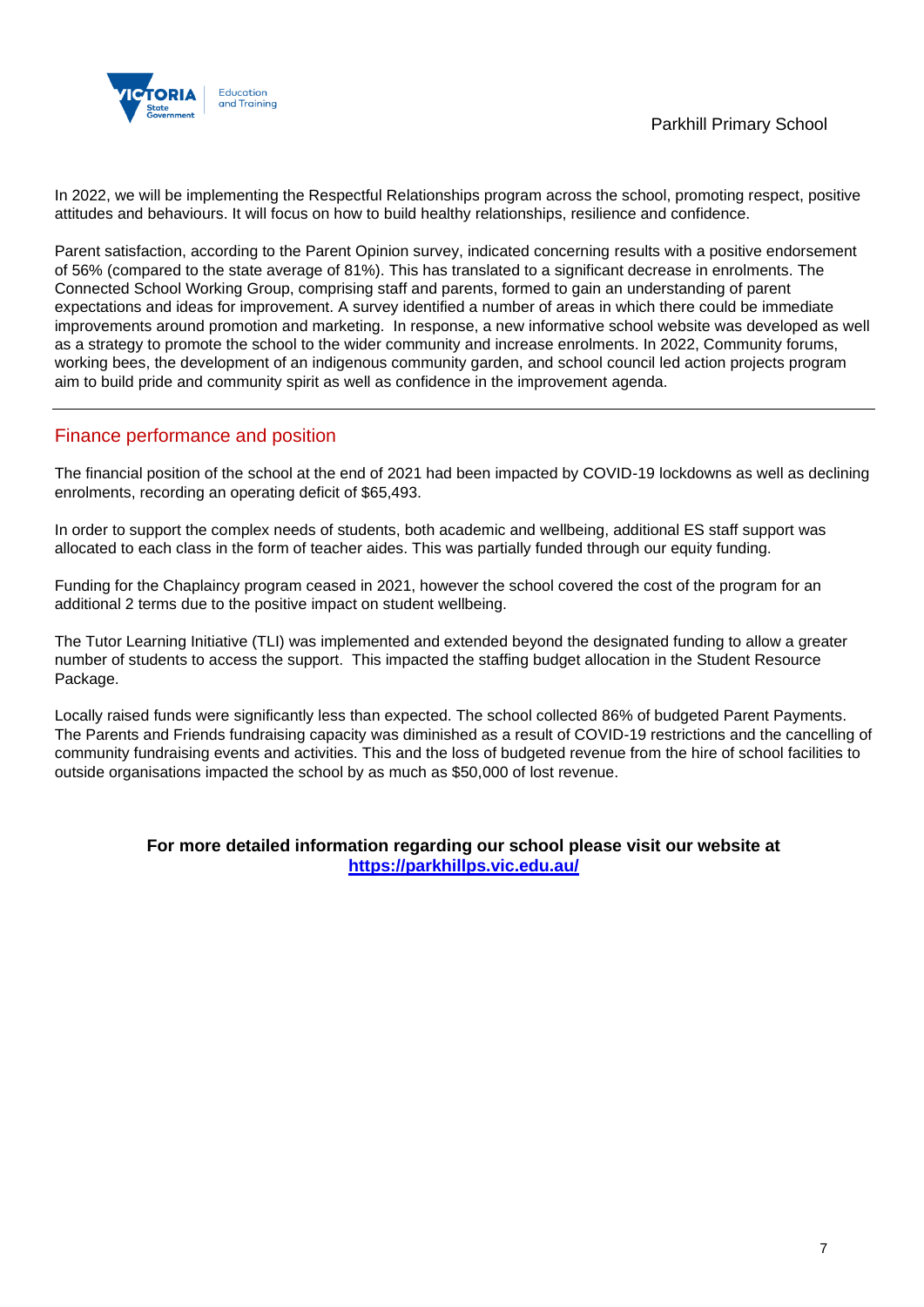In 2022, we will be implementing the Respectful Relationships program across the school, promoting respect, positive attitudes and behaviours. It will focus on how to build healthy relationships, resilience and confidence.

Parent satisfaction, according to the Parent Opinion survey, indicated concerning results with a positive endorsement of 56% (compared to the state average of 81%). This has translated to a significant decrease in enrolments. The Connected School Working Group, comprising staff and parents, formed to gain an understanding of parent expectations and ideas for improvement. A survey identified a number of areas in which there could be immediate improvements around promotion and marketing. In response, a new informative school website was developed as well as a strategy to promote the school to the wider community and increase enrolments. In 2022, Community forums, working bees, the development of an indigenous community garden, and school council led action projects program aim to build pride and community spirit as well as confidence in the improvement agenda.

---

## Finance performance and position

The financial position of the school at the end of 2021 had been impacted by COVID-19 lockdowns as well as declining enrolments, recording an operating deficit of $65,493.

In order to support the complex needs of students, both academic and wellbeing, additional ES staff support was allocated to each class in the form of teacher aides. This was partially funded through our equity funding.

Funding for the Chaplaincy program ceased in 2021, however the school covered the cost of the program for an additional 2 terms due to the positive impact on student wellbeing.

The Tutor Learning Initiative (TLI) was implemented and extended beyond the designated funding to allow a greater number of students to access the support. This impacted the staffing budget allocation in the Student Resource Package.

Locally raised funds were significantly less than expected. The school collected 86% of budgeted Parent Payments. The Parents and Friends fundraising capacity was diminished as a result of COVID-19 restrictions and the cancelling of community fundraising events and activities. This and the loss of budgeted revenue from the hire of school facilities to outside organisations impacted the school by as much as $50,000 of lost revenue.

**For more detailed information regarding our school please visit our website at [https://parkhillps.vic.edu.au/](https://parkhillps.vic.edu.au/)**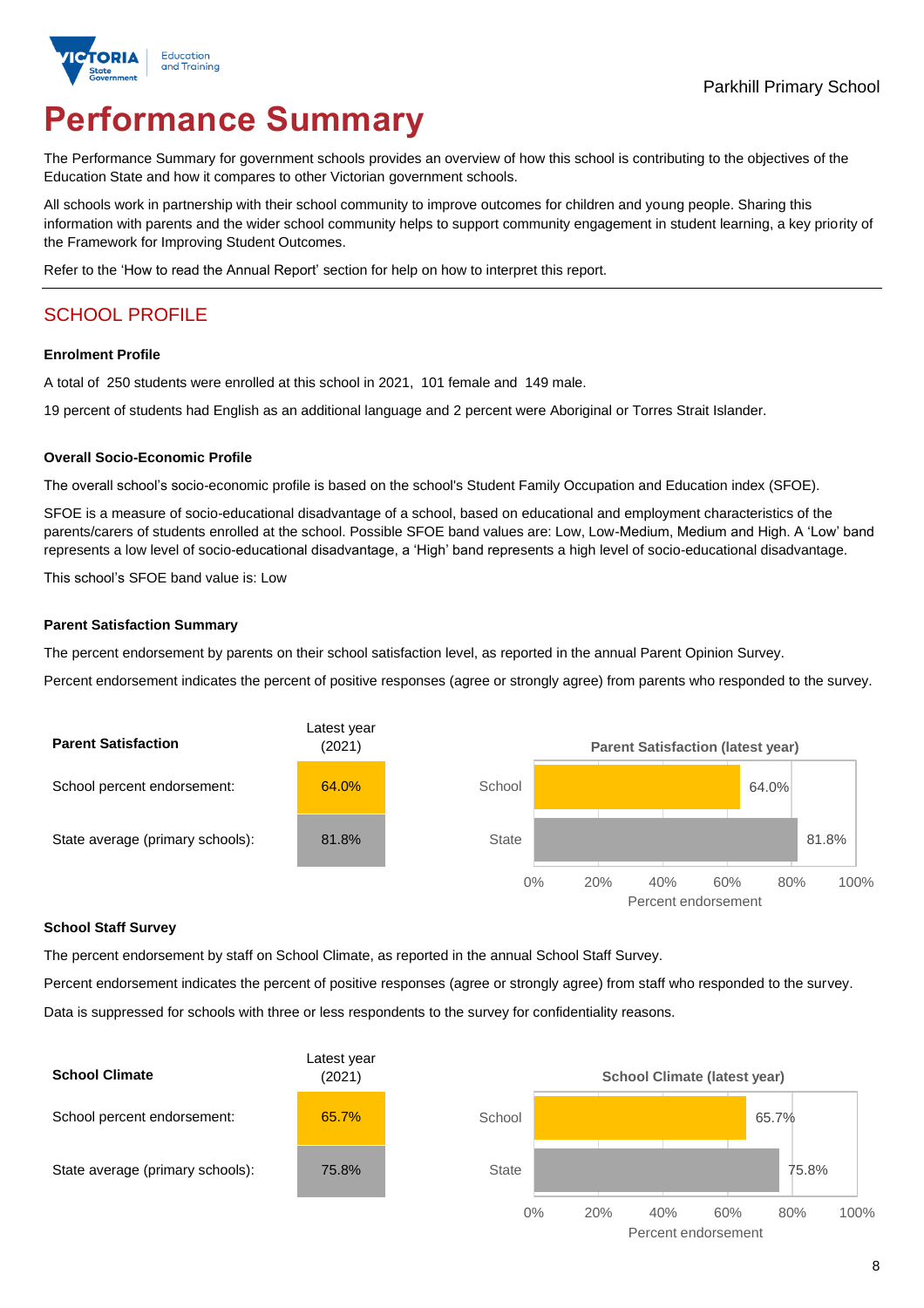Parkhill Primary School

# Performance Summary

The Performance Summary for government schools provides an overview of how this school is contributing to the objectives of the Education State and how it compares to other Victorian government schools.

All schools work in partnership with their school community to improve outcomes for children and young people. Sharing this information with parents and the wider school community helps to support community engagement in student learning, a key priority of the Framework for Improving Student Outcomes.

Refer to the 'How to read the Annual Report' section for help on how to interpret this report.

## SCHOOL PROFILE

### Enrolment Profile

A total of 250 students were enrolled at this school in 2021, 101 female and 149 male.

19 percent of students had English as an additional language and 2 percent were Aboriginal or Torres Strait Islander.

### Overall Socio-Economic Profile

The overall school's socio-economic profile is based on the school's Student Family Occupation and Education index (SFOE).

SFOE is a measure of socio-educational disadvantage of a school, based on educational and employment characteristics of the parents/carers of students enrolled at the school. Possible SFOE band values are: Low, Low-Medium, Medium and High. A 'Low' band represents a low level of socio-educational disadvantage, a 'High' band represents a high level of socio-educational disadvantage.

This school's SFOE band value is: Low

### Parent Satisfaction Summary

The percent endorsement by parents on their school satisfaction level, as reported in the annual Parent Opinion Survey.

Percent endorsement indicates the percent of positive responses (agree or strongly agree) from parents who responded to the survey.

| Parent Satisfaction | Latest year (2021) |
|---|---|
| School percent endorsement: | 64.0% |
| State average (primary schools): | 81.8% |

Parent Satisfaction (latest year)

| | Percent endorsement |
|---|---|
| School | 64.0% |
| State | 81.8% |

### School Staff Survey

The percent endorsement by staff on School Climate, as reported in the annual School Staff Survey.

Percent endorsement indicates the percent of positive responses (agree or strongly agree) from staff who responded to the survey.

Data is suppressed for schools with three or less respondents to the survey for confidentiality reasons.

| School Climate | Latest year (2021) |
|---|---|
| School percent endorsement: | 65.7% |
| State average (primary schools): | 75.8% |

School Climate (latest year)

| | Percent endorsement |
|---|---|
| School | 65.7% |
| State | 75.8% |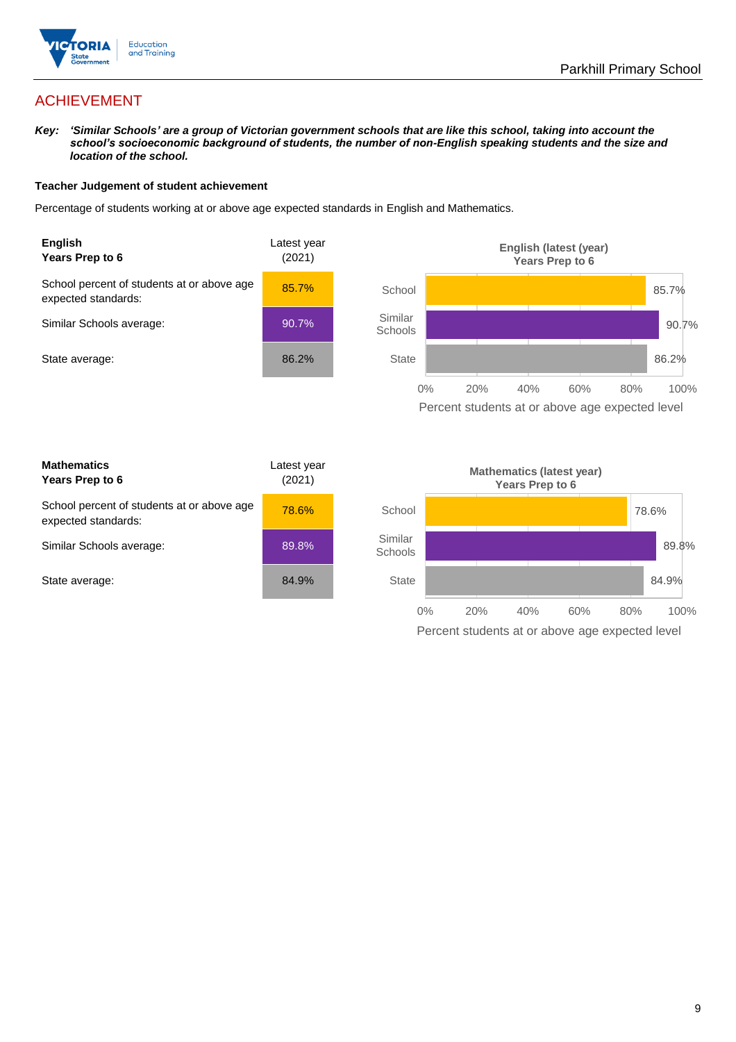## ACHIEVEMENT

***Key:*** ***'Similar Schools' are a group of Victorian government schools that are like this school, taking into account the school's socioeconomic background of students, the number of non-English speaking students and the size and location of the school.***

### Teacher Judgement of student achievement

Percentage of students working at or above age expected standards in English and Mathematics.

| **English**<br>**Years Prep to 6** | Latest year (2021) |
| --- | --- |
| School percent of students at or above age expected standards: | 85.7% |
| Similar Schools average: | 90.7% |
| State average: | 86.2% |

**English (latest (year)**
**Years Prep to 6**

| | Percent students at or above age expected level |
| --- | --- |
| School | 85.7% |
| Similar Schools | 90.7% |
| State | 86.2% |

| **Mathematics**<br>**Years Prep to 6** | Latest year (2021) |
| --- | --- |
| School percent of students at or above age expected standards: | 78.6% |
| Similar Schools average: | 89.8% |
| State average: | 84.9% |

**Mathematics (latest year)**
**Years Prep to 6**

| | Percent students at or above age expected level |
| --- | --- |
| School | 78.6% |
| Similar Schools | 89.8% |
| State | 84.9% |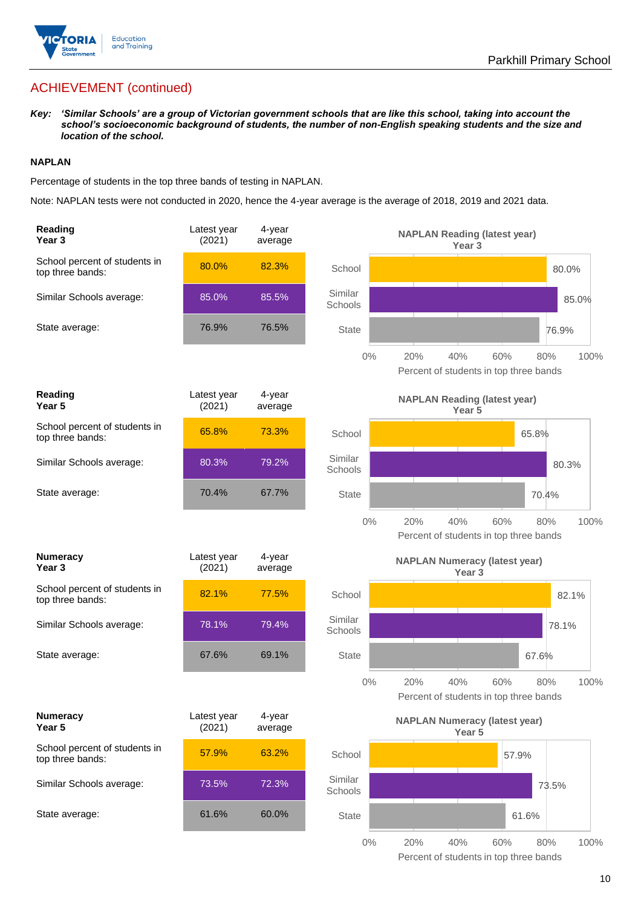## ACHIEVEMENT (continued)

***Key: 'Similar Schools' are a group of Victorian government schools that are like this school, taking into account the school's socioeconomic background of students, the number of non-English speaking students and the size and location of the school.***

### NAPLAN

Percentage of students in the top three bands of testing in NAPLAN.

Note: NAPLAN tests were not conducted in 2020, hence the 4-year average is the average of 2018, 2019 and 2021 data.

| Reading Year 3 | Latest year (2021) | 4-year average |
|---|---|---|
| School percent of students in top three bands: | 80.0% | 82.3% |
| Similar Schools average: | 85.0% | 85.5% |
| State average: | 76.9% | 76.5% |

**NAPLAN Reading (latest year) Year 3**

| | Percent of students in top three bands |
|---|---|
| School | 80.0% |
| Similar Schools | 85.0% |
| State | 76.9% |

| Reading Year 5 | Latest year (2021) | 4-year average |
|---|---|---|
| School percent of students in top three bands: | 65.8% | 73.3% |
| Similar Schools average: | 80.3% | 79.2% |
| State average: | 70.4% | 67.7% |

**NAPLAN Reading (latest year) Year 5**

| | Percent of students in top three bands |
|---|---|
| School | 65.8% |
| Similar Schools | 80.3% |
| State | 70.4% |

| Numeracy Year 3 | Latest year (2021) | 4-year average |
|---|---|---|
| School percent of students in top three bands: | 82.1% | 77.5% |
| Similar Schools average: | 78.1% | 79.4% |
| State average: | 67.6% | 69.1% |

**NAPLAN Numeracy (latest year) Year 3**

| | Percent of students in top three bands |
|---|---|
| School | 82.1% |
| Similar Schools | 78.1% |
| State | 67.6% |

| Numeracy Year 5 | Latest year (2021) | 4-year average |
|---|---|---|
| School percent of students in top three bands: | 57.9% | 63.2% |
| Similar Schools average: | 73.5% | 72.3% |
| State average: | 61.6% | 60.0% |

**NAPLAN Numeracy (latest year) Year 5**

| | Percent of students in top three bands |
|---|---|
| School | 57.9% |
| Similar Schools | 73.5% |
| State | 61.6% |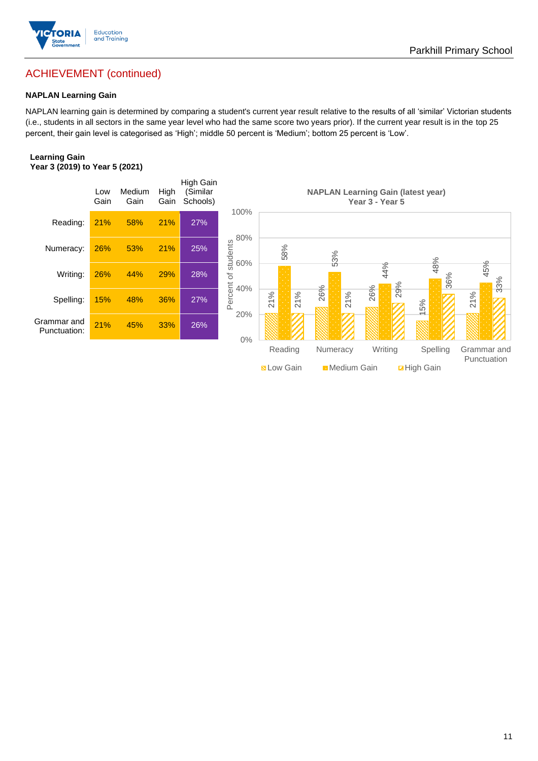## ACHIEVEMENT (continued)

### NAPLAN Learning Gain

NAPLAN learning gain is determined by comparing a student's current year result relative to the results of all 'similar' Victorian students (i.e., students in all sectors in the same year level who had the same score two years prior). If the current year result is in the top 25 percent, their gain level is categorised as 'High'; middle 50 percent is 'Medium'; bottom 25 percent is 'Low'.

**Learning Gain**
**Year 3 (2019) to Year 5 (2021)**

| | Low Gain | Medium Gain | High Gain | High Gain (Similar Schools) |
|---|---|---|---|---|
| Reading: | 21% | 58% | 21% | 27% |
| Numeracy: | 26% | 53% | 21% | 25% |
| Writing: | 26% | 44% | 29% | 28% |
| Spelling: | 15% | 48% | 36% | 27% |
| Grammar and Punctuation: | 21% | 45% | 33% | 26% |

**NAPLAN Learning Gain (latest year)**
**Year 3 - Year 5**

| | Low Gain | Medium Gain | High Gain |
|---|---|---|---|
| Reading | 21% | 58% | 21% |
| Numeracy | 26% | 53% | 21% |
| Writing | 26% | 44% | 29% |
| Spelling | 15% | 48% | 36% |
| Grammar and Punctuation | 21% | 45% | 33% |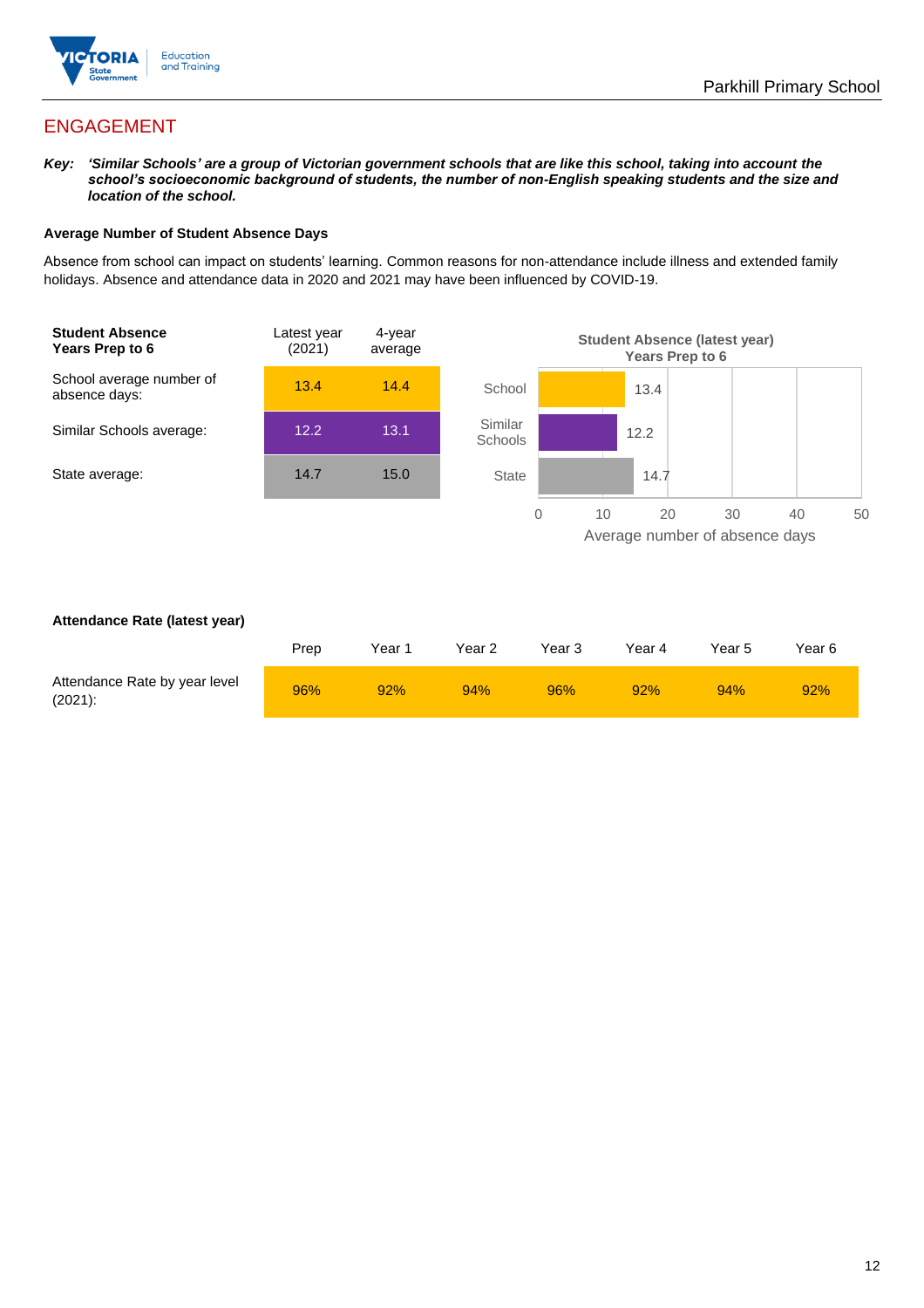## ENGAGEMENT

***Key:** 'Similar Schools' are a group of Victorian government schools that are like this school, taking into account the school's socioeconomic background of students, the number of non-English speaking students and the size and location of the school.*

**Average Number of Student Absence Days**

Absence from school can impact on students' learning. Common reasons for non-attendance include illness and extended family holidays. Absence and attendance data in 2020 and 2021 may have been influenced by COVID-19.

| **Student Absence Years Prep to 6** | Latest year (2021) | 4-year average |
|---|---|---|
| School average number of absence days: | 13.4 | 14.4 |
| Similar Schools average: | 12.2 | 13.1 |
| State average: | 14.7 | 15.0 |

**Student Absence (latest year) Years Prep to 6**

| | Average number of absence days |
|---|---|
| School | 13.4 |
| Similar Schools | 12.2 |
| State | 14.7 |

**Attendance Rate (latest year)**

| | Prep | Year 1 | Year 2 | Year 3 | Year 4 | Year 5 | Year 6 |
|---|---|---|---|---|---|---|---|
| Attendance Rate by year level (2021): | 96% | 92% | 94% | 96% | 92% | 94% | 92% |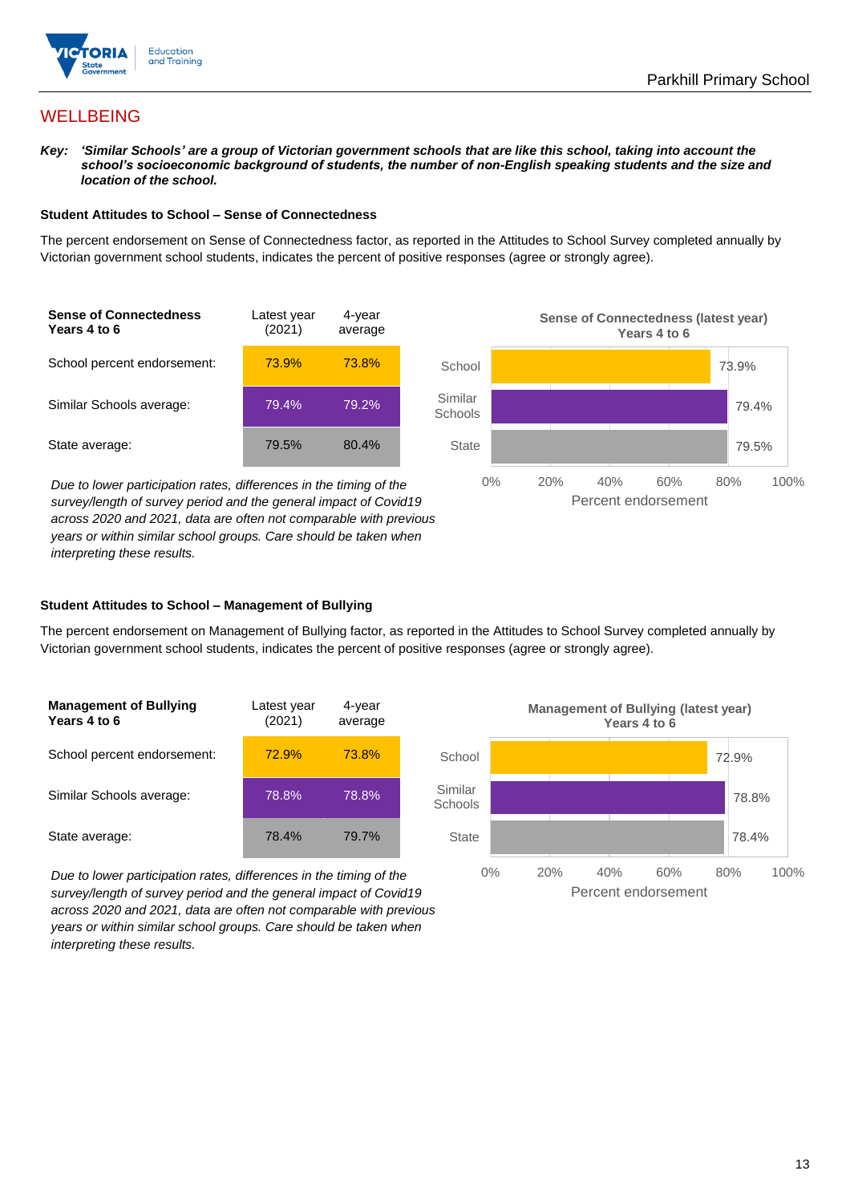## WELLBEING

***Key:*** ***'Similar Schools' are a group of Victorian government schools that are like this school, taking into account the school's socioeconomic background of students, the number of non-English speaking students and the size and location of the school.***

### Student Attitudes to School – Sense of Connectedness

The percent endorsement on Sense of Connectedness factor, as reported in the Attitudes to School Survey completed annually by Victorian government school students, indicates the percent of positive responses (agree or strongly agree).

| Sense of Connectedness Years 4 to 6 | Latest year (2021) | 4-year average |
|---|---|---|
| School percent endorsement: | 73.9% | 73.8% |
| Similar Schools average: | 79.4% | 79.2% |
| State average: | 79.5% | 80.4% |

*Due to lower participation rates, differences in the timing of the survey/length of survey period and the general impact of Covid19 across 2020 and 2021, data are often not comparable with previous years or within similar school groups. Care should be taken when interpreting these results.*

**Sense of Connectedness (latest year) Years 4 to 6**

| | Percent endorsement |
|---|---|
| School | 73.9% |
| Similar Schools | 79.4% |
| State | 79.5% |

### Student Attitudes to School – Management of Bullying

The percent endorsement on Management of Bullying factor, as reported in the Attitudes to School Survey completed annually by Victorian government school students, indicates the percent of positive responses (agree or strongly agree).

| Management of Bullying Years 4 to 6 | Latest year (2021) | 4-year average |
|---|---|---|
| School percent endorsement: | 72.9% | 73.8% |
| Similar Schools average: | 78.8% | 78.8% |
| State average: | 78.4% | 79.7% |

*Due to lower participation rates, differences in the timing of the survey/length of survey period and the general impact of Covid19 across 2020 and 2021, data are often not comparable with previous years or within similar school groups. Care should be taken when interpreting these results.*

**Management of Bullying (latest year) Years 4 to 6**

| | Percent endorsement |
|---|---|
| School | 72.9% |
| Similar Schools | 78.8% |
| State | 78.4% |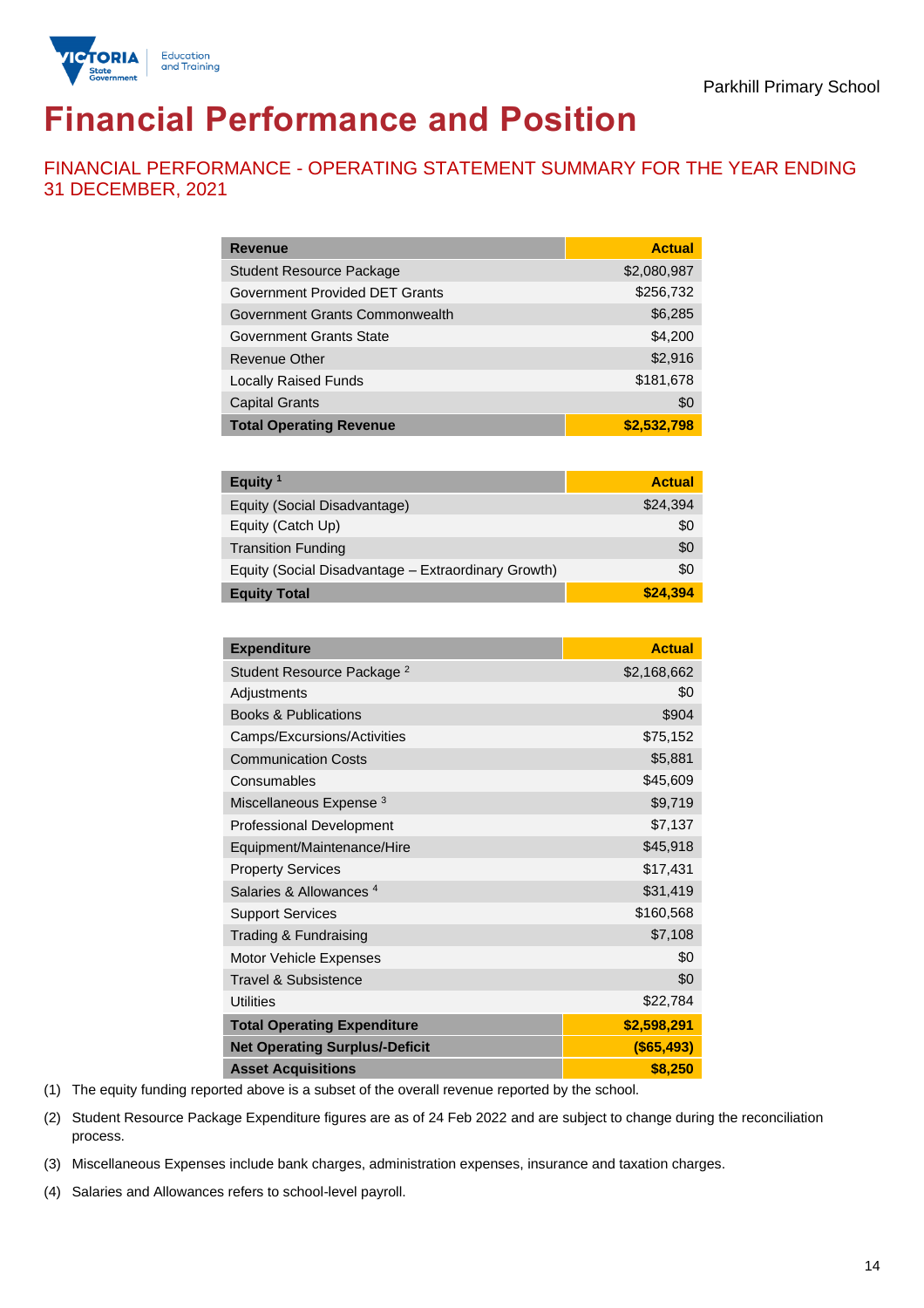Parkhill Primary School

# Financial Performance and Position

## FINANCIAL PERFORMANCE - OPERATING STATEMENT SUMMARY FOR THE YEAR ENDING 31 DECEMBER, 2021

| Revenue | Actual |
|---|---|
| Student Resource Package | $2,080,987 |
| Government Provided DET Grants | $256,732 |
| Government Grants Commonwealth | $6,285 |
| Government Grants State | $4,200 |
| Revenue Other | $2,916 |
| Locally Raised Funds | $181,678 |
| Capital Grants | $0 |
| **Total Operating Revenue** | **$2,532,798** |

| Equity [1] | Actual |
|---|---|
| Equity (Social Disadvantage) | $24,394 |
| Equity (Catch Up) | $0 |
| Transition Funding | $0 |
| Equity (Social Disadvantage – Extraordinary Growth) | $0 |
| **Equity Total** | **$24,394** |

| Expenditure | Actual |
|---|---|
| Student Resource Package [2] | $2,168,662 |
| Adjustments | $0 |
| Books & Publications | $904 |
| Camps/Excursions/Activities | $75,152 |
| Communication Costs | $5,881 |
| Consumables | $45,609 |
| Miscellaneous Expense [3] | $9,719 |
| Professional Development | $7,137 |
| Equipment/Maintenance/Hire | $45,918 |
| Property Services | $17,431 |
| Salaries & Allowances [4] | $31,419 |
| Support Services | $160,568 |
| Trading & Fundraising | $7,108 |
| Motor Vehicle Expenses | $0 |
| Travel & Subsistence | $0 |
| Utilities | $22,784 |
| **Total Operating Expenditure** | **$2,598,291** |
| **Net Operating Surplus/-Deficit** | **($65,493)** |
| **Asset Acquisitions** | **$8,250** |

(1) The equity funding reported above is a subset of the overall revenue reported by the school.

(2) Student Resource Package Expenditure figures are as of 24 Feb 2022 and are subject to change during the reconciliation process.

(3) Miscellaneous Expenses include bank charges, administration expenses, insurance and taxation charges.

(4) Salaries and Allowances refers to school-level payroll.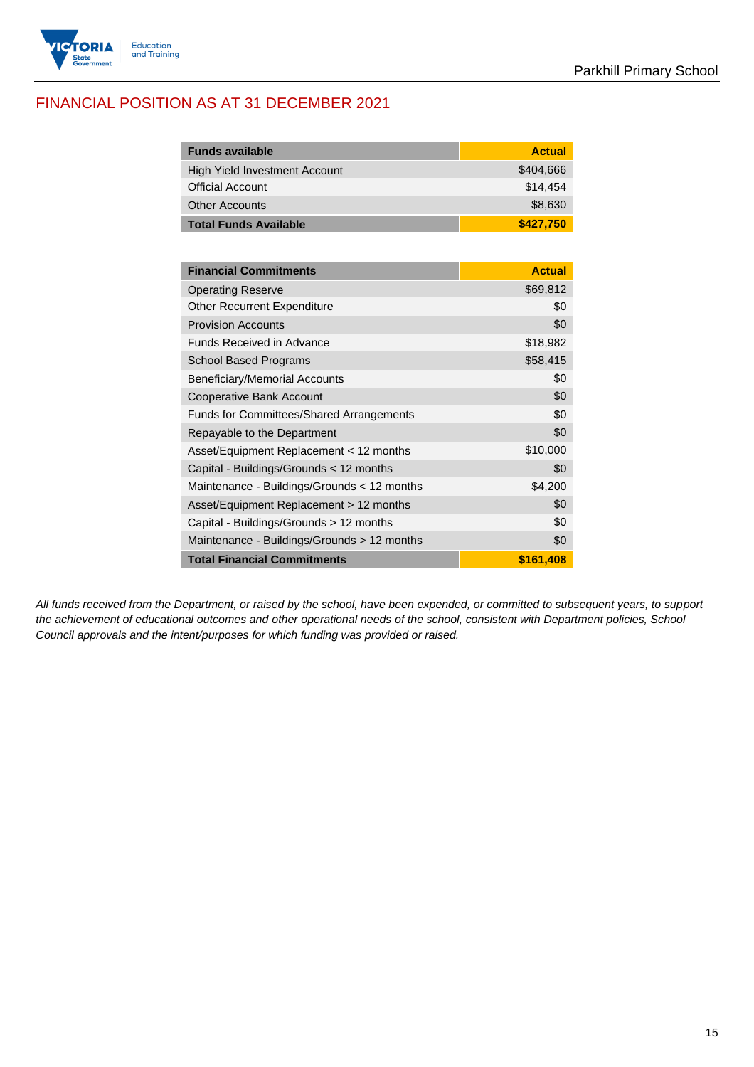# FINANCIAL POSITION AS AT 31 DECEMBER 2021

| Funds available | Actual |
| --- | --- |
| High Yield Investment Account | $404,666 |
| Official Account | $14,454 |
| Other Accounts | $8,630 |
| **Total Funds Available** | **$427,750** |

| Financial Commitments | Actual |
| --- | --- |
| Operating Reserve | $69,812 |
| Other Recurrent Expenditure | $0 |
| Provision Accounts | $0 |
| Funds Received in Advance | $18,982 |
| School Based Programs | $58,415 |
| Beneficiary/Memorial Accounts | $0 |
| Cooperative Bank Account | $0 |
| Funds for Committees/Shared Arrangements | $0 |
| Repayable to the Department | $0 |
| Asset/Equipment Replacement < 12 months | $10,000 |
| Capital - Buildings/Grounds < 12 months | $0 |
| Maintenance - Buildings/Grounds < 12 months | $4,200 |
| Asset/Equipment Replacement > 12 months | $0 |
| Capital - Buildings/Grounds > 12 months | $0 |
| Maintenance - Buildings/Grounds > 12 months | $0 |
| **Total Financial Commitments** | **$161,408** |

*All funds received from the Department, or raised by the school, have been expended, or committed to subsequent years, to support the achievement of educational outcomes and other operational needs of the school, consistent with Department policies, School Council approvals and the intent/purposes for which funding was provided or raised.*